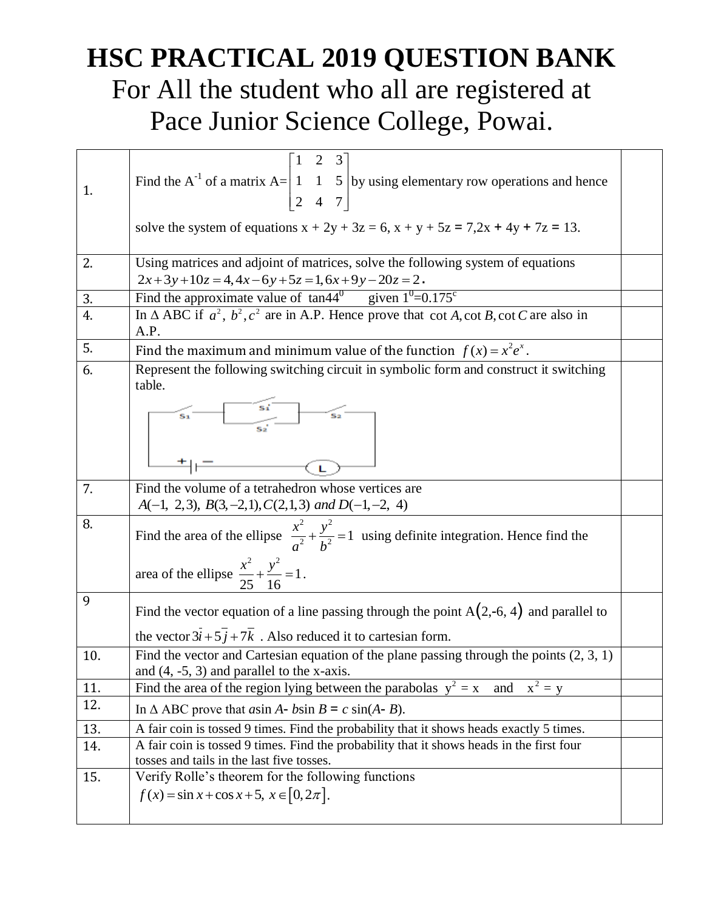# HSC PRACTICAL 2019 QUESTION BANK

For All the student who all are registered at Pace Junior Science College, Powai.

| | | |
|---|---|---|
| 1. | Find the $A^{-1}$ of a matrix A= $\begin{bmatrix} 1 & 2 & 3 \\ 1 & 1 & 5 \\ 2 & 4 & 7 \end{bmatrix}$ by using elementary row operations and hence solve the system of equations x + 2y + 3z = 6, x + y + 5z = 7,2x + 4y + 7z = 13. | |
| 2. | Using matrices and adjoint of matrices, solve the following system of equations $2x+3y+10z=4, 4x-6y+5z=1, 6x+9y-20z=2$. | |
| 3. | Find the approximate value of $\tan 44^0$ given $1^0=0.175^c$ | |
| 4. | In Δ ABC if $a^2, b^2, c^2$ are in A.P. Hence prove that $\cot A, \cot B, \cot C$ are also in A.P. | |
| 5. | Find the maximum and minimum value of the function $f(x)=x^2e^x$. | |
| 6. | Represent the following switching circuit in symbolic form and construct it switching table. (Circuit: S1 in series with parallel combination of S1' and S2', in series with S2, battery and lamp L) | |
| 7. | Find the volume of a tetrahedron whose vertices are $A(-1, 2, 3), B(3,-2,1), C(2,1,3)$ and $D(-1,-2, 4)$ | |
| 8. | Find the area of the ellipse $\frac{x^2}{a^2}+\frac{y^2}{b^2}=1$ using definite integration. Hence find the area of the ellipse $\frac{x^2}{25}+\frac{y^2}{16}=1$. | |
| 9 | Find the vector equation of a line passing through the point A(2,-6, 4) and parallel to the vector $3\bar{i}+5\bar{j}+7\bar{k}$ . Also reduced it to cartesian form. | |
| 10. | Find the vector and Cartesian equation of the plane passing through the points (2, 3, 1) and (4, -5, 3) and parallel to the x-axis. | |
| 11. | Find the area of the region lying between the parabolas $y^2 = x$ and $x^2 = y$ | |
| 12. | In Δ ABC prove that $a\sin A - b\sin B = c\sin(A - B)$. | |
| 13. | A fair coin is tossed 9 times. Find the probability that it shows heads exactly 5 times. | |
| 14. | A fair coin is tossed 9 times. Find the probability that it shows heads in the first four tosses and tails in the last five tosses. | |
| 15. | Verify Rolle's theorem for the following functions $f(x)=\sin x+\cos x+5, x\in[0,2\pi]$. | |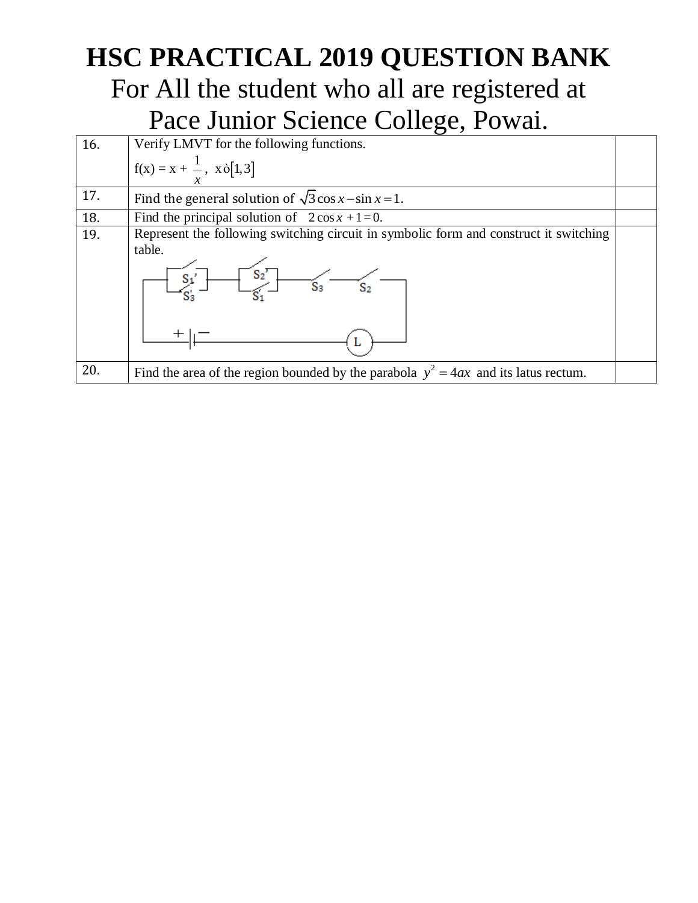# HSC PRACTICAL 2019 QUESTION BANK

For All the student who all are registered at Pace Junior Science College, Powai.

| | | |
|---|---|---|
| 16. | Verify LMVT for the following functions. $f(x) = x + \frac{1}{x}$, $x \in [1, 3]$ | |
| 17. | Find the general solution of $\sqrt{3}\cos x - \sin x = 1$. | |
| 18. | Find the principal solution of $2\cos x + 1 = 0$. | |
| 19. | Represent the following switching circuit in symbolic form and construct it switching table. S1' S3' S2' S1' S3 S2 + − L | |
| 20. | Find the area of the region bounded by the parabola $y^2 = 4ax$ and its latus rectum. | |